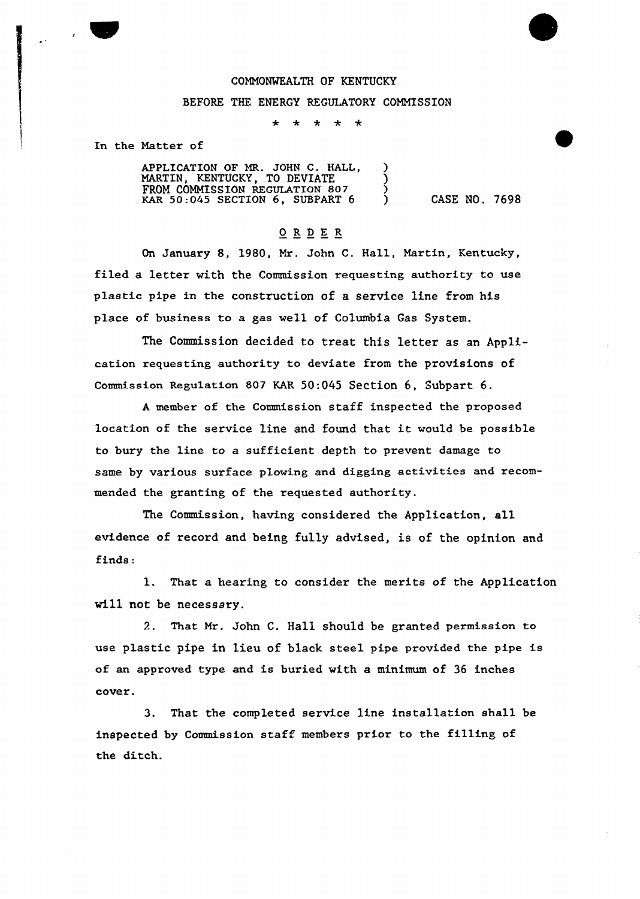COMMONWEALTH OF KENTUCKY

BEFORE THE ENERGY REGULATORY COMMISSION

\* \* \* \* \*

In the Matter of

APPLICATION OF MR. JOHN C. HALL, MARTIN, KENTUCKY, TO DEVIATE FROM COMMISSION REGULATION 807 KAR 50:045 SECTION 6, SUBPART 6 ) CASE NO. 7698

## O R D E R

On January 8, 1980, Mr. John C. Hall, Martin, Kentucky, filed a letter with the Commission requesting authority to use plastic pipe in the construction of a service line from his place of business to a gas well of Columbia Gas System.

The Commission decided to treat this letter as an Application requesting authority to deviate from the provisions of Commission Regulation 807 KAR 50:045 Section 6, Subpart 6.

A member of the Commission staff inspected the proposed location of the service line and found that it would be possible to bury the line to a sufficient depth to prevent damage to same by various surface plowing and digging activities and recommended the granting of the requested authority.

The Commission, having considered the Application, all evidence of record and being fully advised, is of the opinion and finds:

1. That a hearing to consider the merits of the Application will not be necessary.

2. That Mr. John C. Hall should be granted permission to use plastic pipe in lieu of black steel pipe provided the pipe is of an approved type and is buried with a minimum of 36 inches cover.

3. That the completed service line installation shall be inspected by Commission staff members prior to the filling of the ditch.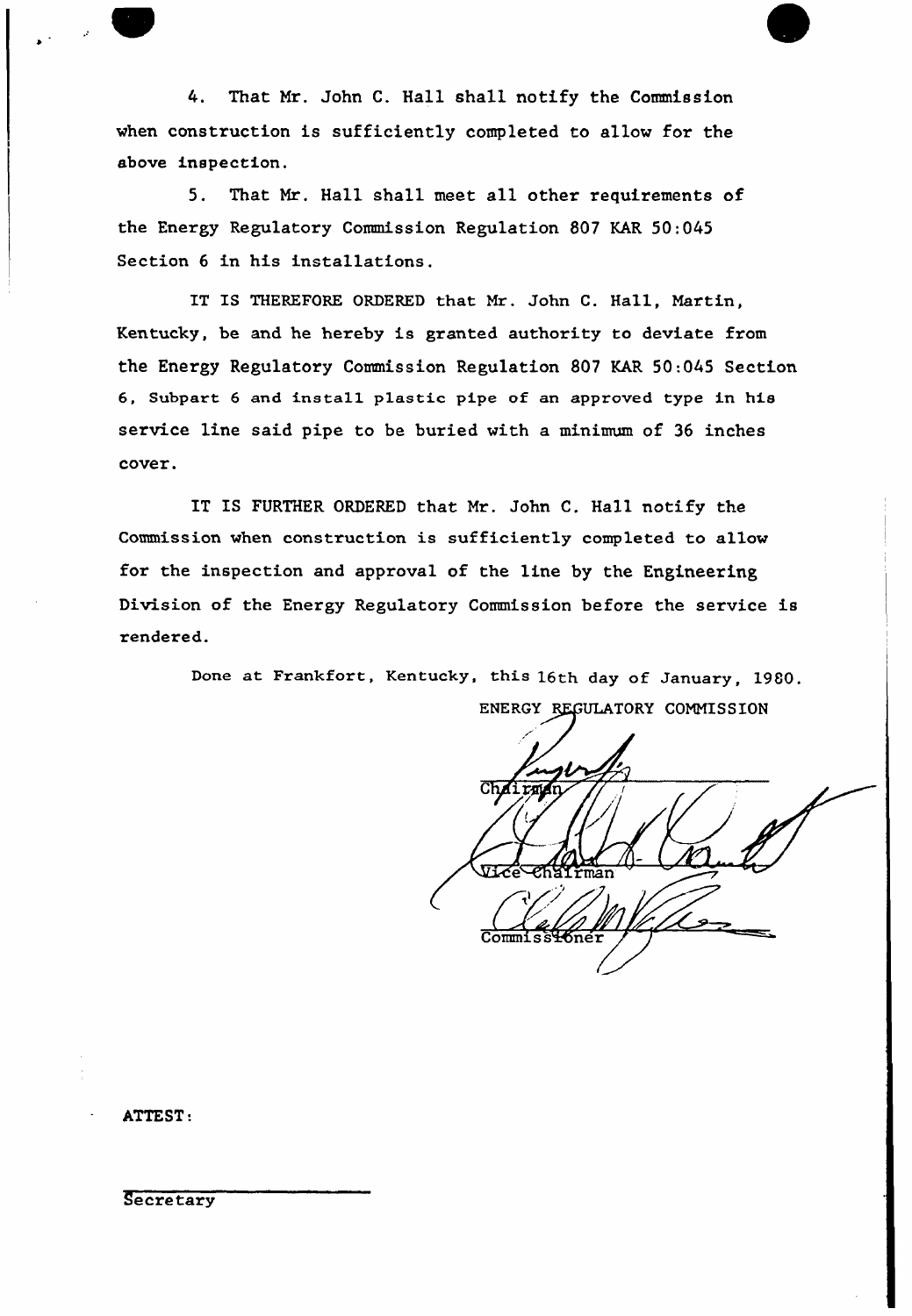4. That Mr. John C. Hall shall notify the Commission when construction is sufficiently completed to allow for the above inspection.

5. That Mr. Hall shall meet all other requirements of the Energy Regulatory Commission Regulation 807 KAR 50:045 Section 6 in his installations.

IT IS THEREFORE ORDERED that Mr. John C. Hall, Martin, Kentucky, be and he hereby is granted authority to deviate from the Energy Regulatory Commission Regulation 807 KAR 50:045 Section 6, Subpart 6 and install plastic pipe of an approved type in his service line said pipe to be buried with a minimum of 36 inches cover.

IT IS FURTHER ORDERED that Mr. John C. Hall notify the Commission when construction is sufficiently completed to allow for the inspection and approval of the line by the Engineering Division of the Energy Regulatory Commission before the service is rendered.

Done at Frankfort, Kentucky, this 16th day of January, 1980.

ENERGY REGULATORY COMMISSION

Chairman

Vice Chairman

Commissioner

ATTEST:

Secretary